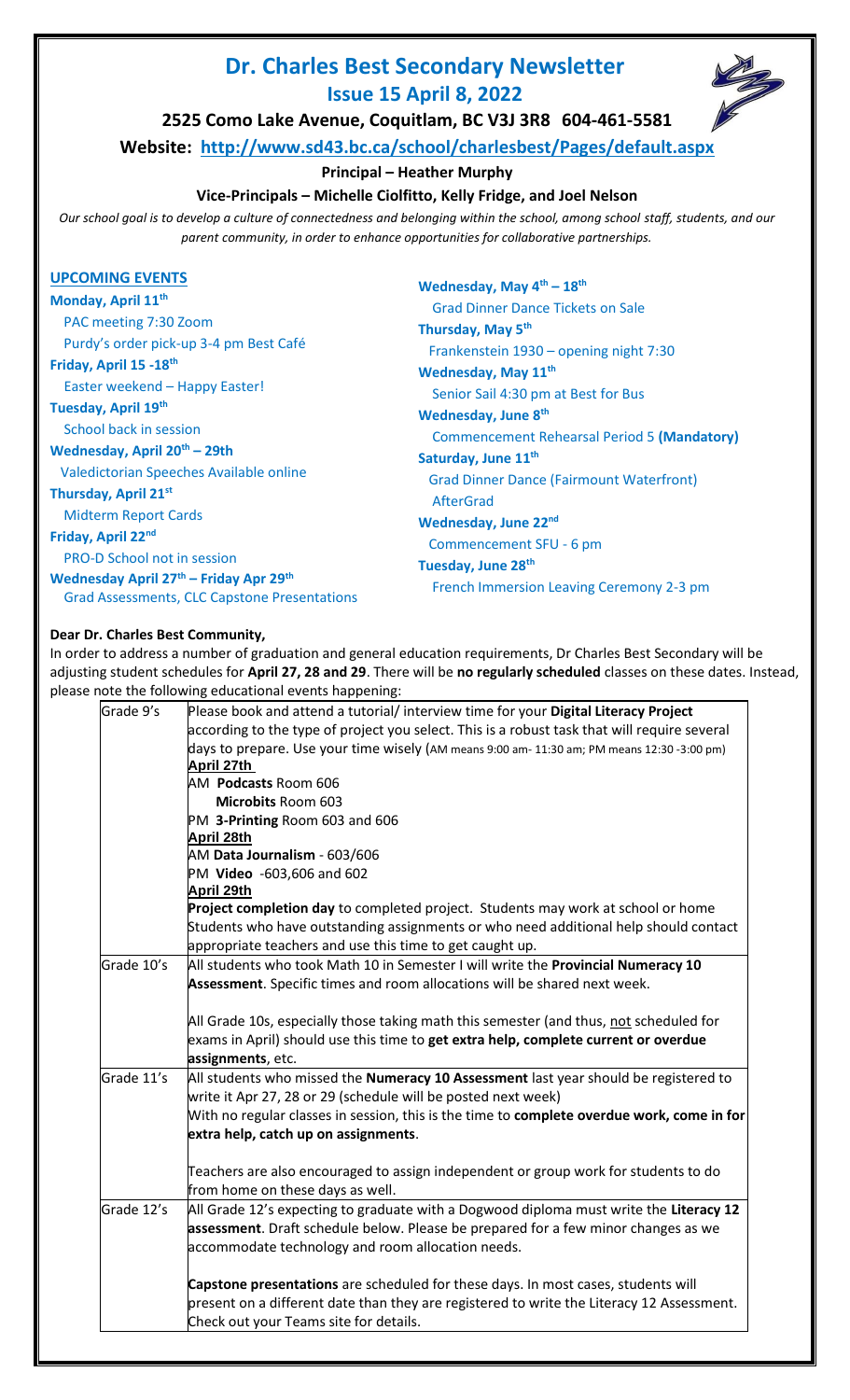# Dr. Charles Best Secondary Newsletter

## Issue 15 April 8, 2022

**2525 Como Lake Avenue, Coquitlam, BC V3J 3R8 604-461-5581**

**Website: http://www.sd43.bc.ca/school/charlesbest/Pages/default.aspx**

**Principal – Heather Murphy**

**Vice-Principals – Michelle Ciolfitto, Kelly Fridge, and Joel Nelson**

*Our school goal is to develop a culture of connectedness and belonging within the school, among school staff, students, and our parent community, in order to enhance opportunities for collaborative partnerships.*

## UPCOMING EVENTS

**Monday, April 11th**
PAC meeting 7:30 Zoom
Purdy's order pick-up 3-4 pm Best Café

**Friday, April 15 -18th**
Easter weekend – Happy Easter!

**Tuesday, April 19th**
School back in session

**Wednesday, April 20th – 29th**
Valedictorian Speeches Available online

**Thursday, April 21st**
Midterm Report Cards

**Friday, April 22nd**
PRO-D School not in session

**Wednesday April 27th – Friday Apr 29th**
Grad Assessments, CLC Capstone Presentations

**Wednesday, May 4th – 18th**
Grad Dinner Dance Tickets on Sale

**Thursday, May 5th**
Frankenstein 1930 – opening night 7:30

**Wednesday, May 11th**
Senior Sail 4:30 pm at Best for Bus

**Wednesday, June 8th**
Commencement Rehearsal Period 5 **(Mandatory)**

**Saturday, June 11th**
Grad Dinner Dance (Fairmount Waterfront)
AfterGrad

**Wednesday, June 22nd**
Commencement SFU - 6 pm

**Tuesday, June 28th**
French Immersion Leaving Ceremony 2-3 pm

**Dear Dr. Charles Best Community,**

In order to address a number of graduation and general education requirements, Dr Charles Best Secondary will be adjusting student schedules for **April 27, 28 and 29**. There will be **no regularly scheduled** classes on these dates. Instead, please note the following educational events happening:

| | |
|---|---|
| Grade 9's | Please book and attend a tutorial/ interview time for your **Digital Literacy Project** according to the type of project you select. This is a robust task that will require several days to prepare. Use your time wisely (AM means 9:00 am- 11:30 am; PM means 12:30 -3:00 pm)<br>**April 27th**<br>AM **Podcasts** Room 606<br>**Microbits** Room 603<br>PM **3-Printing** Room 603 and 606<br>**April 28th**<br>AM **Data Journalism** - 603/606<br>PM **Video** -603,606 and 602<br>**April 29th**<br>**Project completion day** to completed project. Students may work at school or home<br>Students who have outstanding assignments or who need additional help should contact appropriate teachers and use this time to get caught up. |
| Grade 10's | All students who took Math 10 in Semester I will write the **Provincial Numeracy 10 Assessment**. Specific times and room allocations will be shared next week.<br><br>All Grade 10s, especially those taking math this semester (and thus, not scheduled for exams in April) should use this time to **get extra help, complete current or overdue assignments**, etc. |
| Grade 11's | All students who missed the **Numeracy 10 Assessment** last year should be registered to write it Apr 27, 28 or 29 (schedule will be posted next week)<br>With no regular classes in session, this is the time to **complete overdue work, come in for extra help, catch up on assignments**.<br><br>Teachers are also encouraged to assign independent or group work for students to do from home on these days as well. |
| Grade 12's | All Grade 12's expecting to graduate with a Dogwood diploma must write the **Literacy 12 assessment**. Draft schedule below. Please be prepared for a few minor changes as we accommodate technology and room allocation needs.<br><br>**Capstone presentations** are scheduled for these days. In most cases, students will present on a different date than they are registered to write the Literacy 12 Assessment. Check out your Teams site for details. |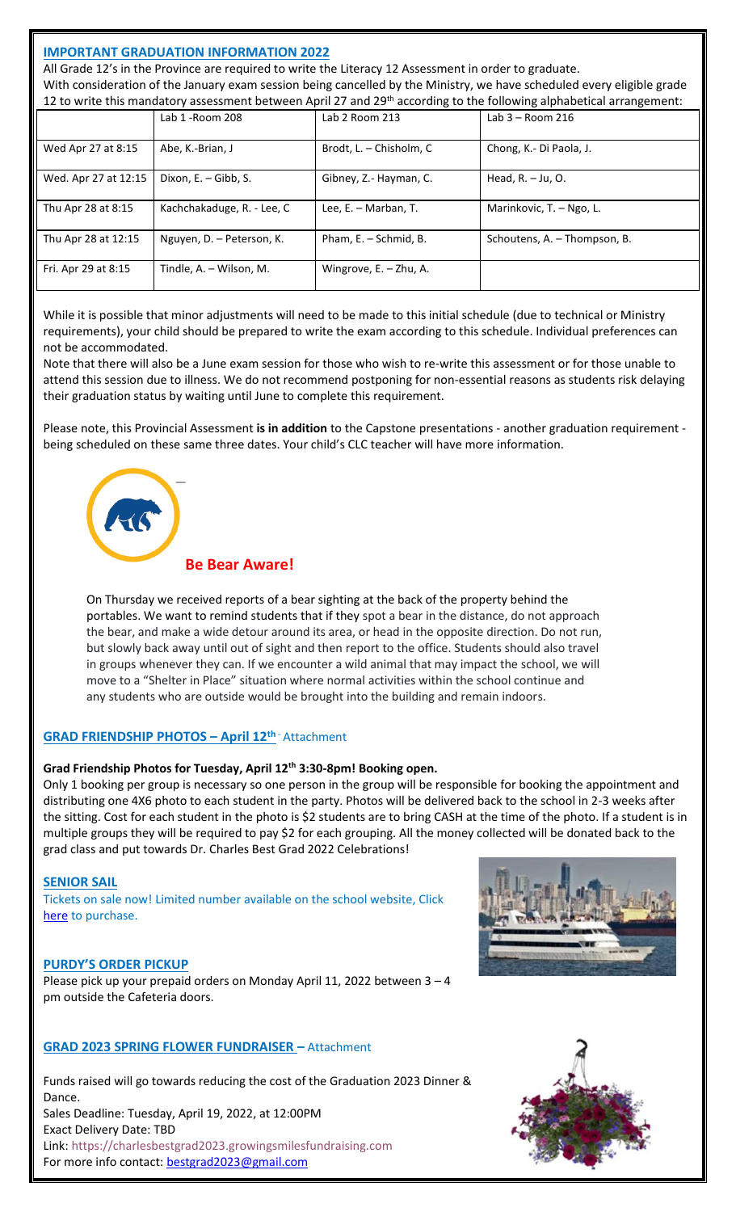## IMPORTANT GRADUATION INFORMATION 2022

All Grade 12's in the Province are required to write the Literacy 12 Assessment in order to graduate.
With consideration of the January exam session being cancelled by the Ministry, we have scheduled every eligible grade 12 to write this mandatory assessment between April 27 and 29th according to the following alphabetical arrangement:

| | Lab 1 -Room 208 | Lab 2 Room 213 | Lab 3 – Room 216 |
|---|---|---|---|
| Wed Apr 27 at 8:15 | Abe, K.-Brian, J | Brodt, L. – Chisholm, C | Chong, K.- Di Paola, J. |
| Wed. Apr 27 at 12:15 | Dixon, E. – Gibb, S. | Gibney, Z.- Hayman, C. | Head, R. – Ju, O. |
| Thu Apr 28 at 8:15 | Kachchakaduge, R. - Lee, C | Lee, E. – Marban, T. | Marinkovic, T. – Ngo, L. |
| Thu Apr 28 at 12:15 | Nguyen, D. – Peterson, K. | Pham, E. – Schmid, B. | Schoutens, A. – Thompson, B. |
| Fri. Apr 29 at 8:15 | Tindle, A. – Wilson, M. | Wingrove, E. – Zhu, A. | |

While it is possible that minor adjustments will need to be made to this initial schedule (due to technical or Ministry requirements), your child should be prepared to write the exam according to this schedule. Individual preferences can not be accommodated.

Note that there will also be a June exam session for those who wish to re-write this assessment or for those unable to attend this session due to illness. We do not recommend postponing for non-essential reasons as students risk delaying their graduation status by waiting until June to complete this requirement.

Please note, this Provincial Assessment **is in addition** to the Capstone presentations - another graduation requirement - being scheduled on these same three dates. Your child's CLC teacher will have more information.

## Be Bear Aware!

On Thursday we received reports of a bear sighting at the back of the property behind the portables. We want to remind students that if they spot a bear in the distance, do not approach the bear, and make a wide detour around its area, or head in the opposite direction. Do not run, but slowly back away until out of sight and then report to the office. Students should also travel in groups whenever they can. If we encounter a wild animal that may impact the school, we will move to a "Shelter in Place" situation where normal activities within the school continue and any students who are outside would be brought into the building and remain indoors.

## GRAD FRIENDSHIP PHOTOS – April 12th - Attachment

**Grad Friendship Photos for Tuesday, April 12th 3:30-8pm! Booking open.**

Only 1 booking per group is necessary so one person in the group will be responsible for booking the appointment and distributing one 4X6 photo to each student in the party. Photos will be delivered back to the school in 2-3 weeks after the sitting. Cost for each student in the photo is $2 students are to bring CASH at the time of the photo. If a student is in multiple groups they will be required to pay $2 for each grouping. All the money collected will be donated back to the grad class and put towards Dr. Charles Best Grad 2022 Celebrations!

## SENIOR SAIL

Tickets on sale now! Limited number available on the school website, Click here to purchase.

## PURDY'S ORDER PICKUP

Please pick up your prepaid orders on Monday April 11, 2022 between 3 – 4 pm outside the Cafeteria doors.

## GRAD 2023 SPRING FLOWER FUNDRAISER – Attachment

Funds raised will go towards reducing the cost of the Graduation 2023 Dinner & Dance.
Sales Deadline: Tuesday, April 19, 2022, at 12:00PM
Exact Delivery Date: TBD
Link: https://charlesbestgrad2023.growingsmilesfundraising.com
For more info contact: bestgrad2023@gmail.com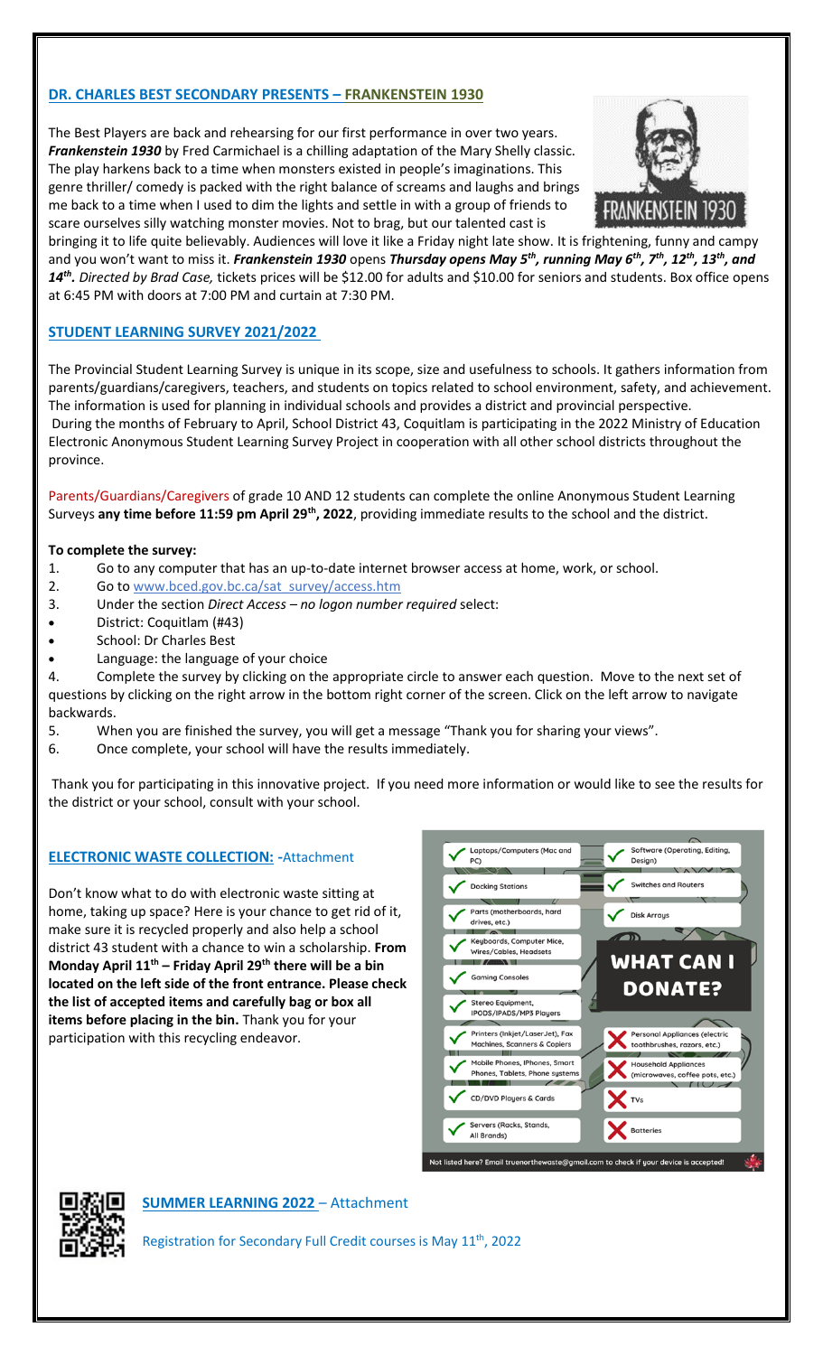## DR. CHARLES BEST SECONDARY PRESENTS – FRANKENSTEIN 1930

The Best Players are back and rehearsing for our first performance in over two years. ***Frankenstein 1930*** by Fred Carmichael is a chilling adaptation of the Mary Shelly classic. The play harkens back to a time when monsters existed in people's imaginations. This genre thriller/ comedy is packed with the right balance of screams and laughs and brings me back to a time when I used to dim the lights and settle in with a group of friends to scare ourselves silly watching monster movies. Not to brag, but our talented cast is bringing it to life quite believably. Audiences will love it like a Friday night late show. It is frightening, funny and campy and you won't want to miss it. ***Frankenstein 1930*** opens ***Thursday opens May 5th, running May 6th, 7th, 12th, 13th, and 14th.*** *Directed by Brad Case,* tickets prices will be $12.00 for adults and $10.00 for seniors and students. Box office opens at 6:45 PM with doors at 7:00 PM and curtain at 7:30 PM.

## STUDENT LEARNING SURVEY 2021/2022

The Provincial Student Learning Survey is unique in its scope, size and usefulness to schools. It gathers information from parents/guardians/caregivers, teachers, and students on topics related to school environment, safety, and achievement. The information is used for planning in individual schools and provides a district and provincial perspective. During the months of February to April, School District 43, Coquitlam is participating in the 2022 Ministry of Education Electronic Anonymous Student Learning Survey Project in cooperation with all other school districts throughout the province.

Parents/Guardians/Caregivers of grade 10 AND 12 students can complete the online Anonymous Student Learning Surveys **any time before 11:59 pm April 29th, 2022**, providing immediate results to the school and the district.

**To complete the survey:**

1. Go to any computer that has an up-to-date internet browser access at home, work, or school.
2. Go to www.bced.gov.bc.ca/sat_survey/access.htm
3. Under the section *Direct Access – no logon number required* select:
   - District: Coquitlam (#43)
   - School: Dr Charles Best
   - Language: the language of your choice
4. Complete the survey by clicking on the appropriate circle to answer each question. Move to the next set of questions by clicking on the right arrow in the bottom right corner of the screen. Click on the left arrow to navigate backwards.
5. When you are finished the survey, you will get a message "Thank you for sharing your views".
6. Once complete, your school will have the results immediately.

Thank you for participating in this innovative project. If you need more information or would like to see the results for the district or your school, consult with your school.

## ELECTRONIC WASTE COLLECTION: -Attachment

Don't know what to do with electronic waste sitting at home, taking up space? Here is your chance to get rid of it, make sure it is recycled properly and also help a school district 43 student with a chance to win a scholarship. **From Monday April 11th – Friday April 29th there will be a bin located on the left side of the front entrance. Please check the list of accepted items and carefully bag or box all items before placing in the bin.** Thank you for your participation with this recycling endeavor.

WHAT CAN I DONATE?

✓ Laptops/Computers (Mac and PC)
✓ Docking Stations
✓ Parts (motherboards, hard drives, etc.)
✓ Keyboards, Computer Mice, Wires/Cables, Headsets
✓ Gaming Consoles
✓ Stereo Equipment, IPODS/IPADS/MP3 Players
✓ Printers (Inkjet/LaserJet), Fax Machines, Scanners & Copiers
✓ Mobile Phones, IPhones, Smart Phones, Tablets, Phone systems
✓ CD/DVD Players & Cards
✓ Servers (Racks, Stands, All Brands)
✓ Software (Operating, Editing, Design)
✓ Switches and Routers
✓ Disk Arrays
✗ Personal Appliances (electric toothbrushes, razors, etc.)
✗ Household Appliances (microwaves, coffee pots, etc.)
✗ TVs
✗ Batteries

Not listed here? Email truenorthewaste@gmail.com to check if your device is accepted!

## SUMMER LEARNING 2022 – Attachment

Registration for Secondary Full Credit courses is May 11th, 2022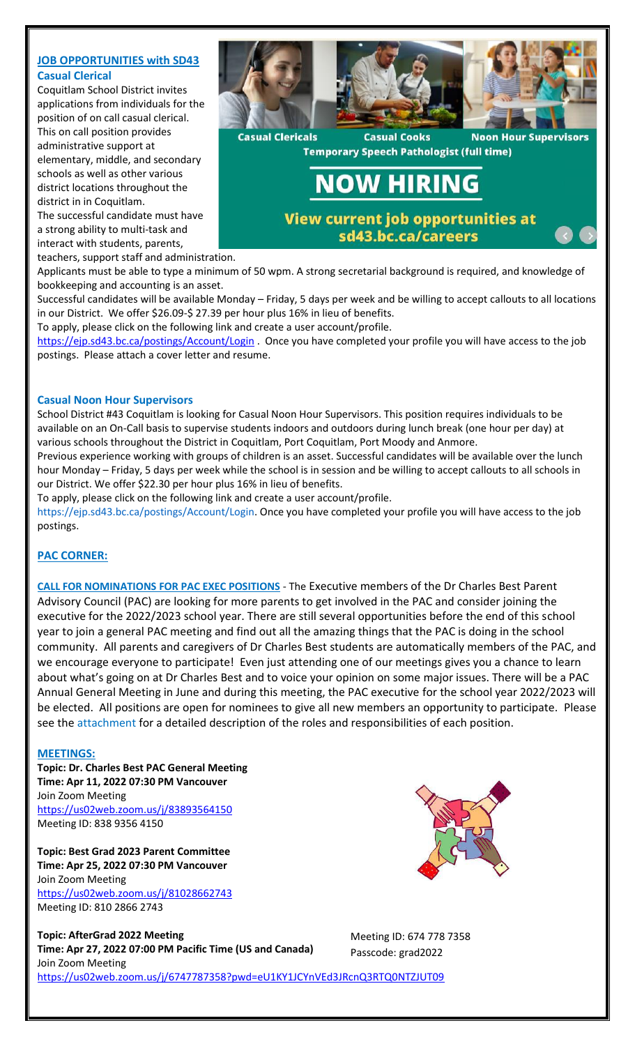## JOB OPPORTUNITIES with SD43

### Casual Clerical

Coquitlam School District invites applications from individuals for the position of on call casual clerical. This on call position provides administrative support at elementary, middle, and secondary schools as well as other various district locations throughout the district in in Coquitlam.

The successful candidate must have a strong ability to multi-task and interact with students, parents, teachers, support staff and administration.

Applicants must be able to type a minimum of 50 wpm. A strong secretarial background is required, and knowledge of bookkeeping and accounting is an asset.

Successful candidates will be available Monday – Friday, 5 days per week and be willing to accept callouts to all locations in our District. We offer $26.09-$ 27.39 per hour plus 16% in lieu of benefits.

To apply, please click on the following link and create a user account/profile.

https://ejp.sd43.bc.ca/postings/Account/Login . Once you have completed your profile you will have access to the job postings. Please attach a cover letter and resume.

Casual Clericals Casual Cooks Noon Hour Supervisors
Temporary Speech Pathologist (full time)
NOW HIRING
View current job opportunities at sd43.bc.ca/careers

### Casual Noon Hour Supervisors

School District #43 Coquitlam is looking for Casual Noon Hour Supervisors. This position requires individuals to be available on an On-Call basis to supervise students indoors and outdoors during lunch break (one hour per day) at various schools throughout the District in Coquitlam, Port Coquitlam, Port Moody and Anmore.

Previous experience working with groups of children is an asset. Successful candidates will be available over the lunch hour Monday – Friday, 5 days per week while the school is in session and be willing to accept callouts to all schools in our District. We offer $22.30 per hour plus 16% in lieu of benefits.

To apply, please click on the following link and create a user account/profile.

https://ejp.sd43.bc.ca/postings/Account/Login. Once you have completed your profile you will have access to the job postings.

## PAC CORNER:

**CALL FOR NOMINATIONS FOR PAC EXEC POSITIONS** - The Executive members of the Dr Charles Best Parent Advisory Council (PAC) are looking for more parents to get involved in the PAC and consider joining the executive for the 2022/2023 school year. There are still several opportunities before the end of this school year to join a general PAC meeting and find out all the amazing things that the PAC is doing in the school community. All parents and caregivers of Dr Charles Best students are automatically members of the PAC, and we encourage everyone to participate! Even just attending one of our meetings gives you a chance to learn about what's going on at Dr Charles Best and to voice your opinion on some major issues. There will be a PAC Annual General Meeting in June and during this meeting, the PAC executive for the school year 2022/2023 will be elected. All positions are open for nominees to give all new members an opportunity to participate. Please see the attachment for a detailed description of the roles and responsibilities of each position.

### MEETINGS:

**Topic: Dr. Charles Best PAC General Meeting**
**Time: Apr 11, 2022 07:30 PM Vancouver**
Join Zoom Meeting
https://us02web.zoom.us/j/83893564150
Meeting ID: 838 9356 4150

**Topic: Best Grad 2023 Parent Committee**
**Time: Apr 25, 2022 07:30 PM Vancouver**
Join Zoom Meeting
https://us02web.zoom.us/j/81028662743
Meeting ID: 810 2866 2743

**Topic: AfterGrad 2022 Meeting**
**Time: Apr 27, 2022 07:00 PM Pacific Time (US and Canada)**
Join Zoom Meeting
https://us02web.zoom.us/j/6747787358?pwd=eU1KY1JCYnVEd3JRcnQ3RTQ0NTZJUT09
Meeting ID: 674 778 7358
Passcode: grad2022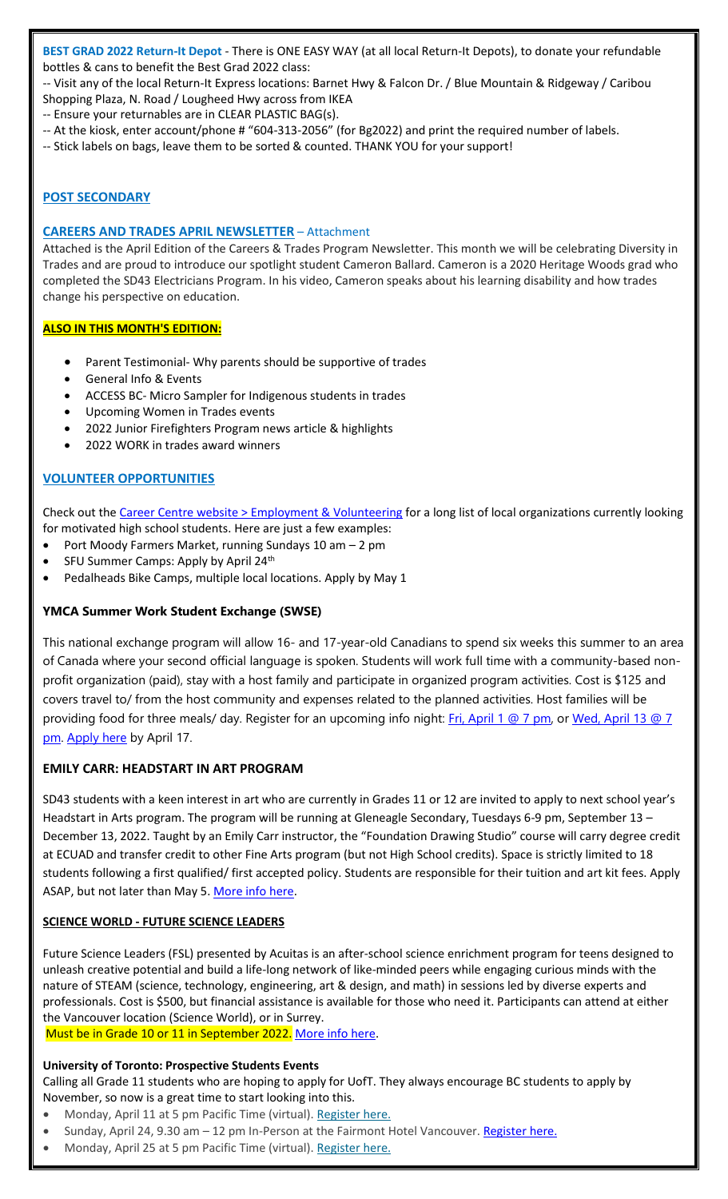**BEST GRAD 2022 Return-It Depot** - There is ONE EASY WAY (at all local Return-It Depots), to donate your refundable bottles & cans to benefit the Best Grad 2022 class:

-- Visit any of the local Return-It Express locations: Barnet Hwy & Falcon Dr. / Blue Mountain & Ridgeway / Caribou Shopping Plaza, N. Road / Lougheed Hwy across from IKEA

-- Ensure your returnables are in CLEAR PLASTIC BAG(s).

-- At the kiosk, enter account/phone # "604-313-2056" (for Bg2022) and print the required number of labels.

-- Stick labels on bags, leave them to be sorted & counted. THANK YOU for your support!

## POST SECONDARY

### CAREERS AND TRADES APRIL NEWSLETTER – Attachment

Attached is the April Edition of the Careers & Trades Program Newsletter. This month we will be celebrating Diversity in Trades and are proud to introduce our spotlight student Cameron Ballard. Cameron is a 2020 Heritage Woods grad who completed the SD43 Electricians Program. In his video, Cameron speaks about his learning disability and how trades change his perspective on education.

**ALSO IN THIS MONTH'S EDITION:**

- Parent Testimonial- Why parents should be supportive of trades
- General Info & Events
- ACCESS BC- Micro Sampler for Indigenous students in trades
- Upcoming Women in Trades events
- 2022 Junior Firefighters Program news article & highlights
- 2022 WORK in trades award winners

### VOLUNTEER OPPORTUNITIES

Check out the Career Centre website > Employment & Volunteering for a long list of local organizations currently looking for motivated high school students. Here are just a few examples:

- Port Moody Farmers Market, running Sundays 10 am – 2 pm
- SFU Summer Camps: Apply by April 24th
- Pedalheads Bike Camps, multiple local locations. Apply by May 1

### YMCA Summer Work Student Exchange (SWSE)

This national exchange program will allow 16- and 17-year-old Canadians to spend six weeks this summer to an area of Canada where your second official language is spoken. Students will work full time with a community-based non-profit organization (paid), stay with a host family and participate in organized program activities. Cost is $125 and covers travel to/ from the host community and expenses related to the planned activities. Host families will be providing food for three meals/ day. Register for an upcoming info night: Fri, April 1 @ 7 pm, or Wed, April 13 @ 7 pm. Apply here by April 17.

### EMILY CARR: HEADSTART IN ART PROGRAM

SD43 students with a keen interest in art who are currently in Grades 11 or 12 are invited to apply to next school year's Headstart in Arts program. The program will be running at Gleneagle Secondary, Tuesdays 6-9 pm, September 13 – December 13, 2022. Taught by an Emily Carr instructor, the "Foundation Drawing Studio" course will carry degree credit at ECUAD and transfer credit to other Fine Arts program (but not High School credits). Space is strictly limited to 18 students following a first qualified/ first accepted policy. Students are responsible for their tuition and art kit fees. Apply ASAP, but not later than May 5. More info here.

### SCIENCE WORLD - FUTURE SCIENCE LEADERS

Future Science Leaders (FSL) presented by Acuitas is an after-school science enrichment program for teens designed to unleash creative potential and build a life-long network of like-minded peers while engaging curious minds with the nature of STEAM (science, technology, engineering, art & design, and math) in sessions led by diverse experts and professionals. Cost is $500, but financial assistance is available for those who need it. Participants can attend at either the Vancouver location (Science World), or in Surrey.

Must be in Grade 10 or 11 in September 2022. More info here.

### University of Toronto: Prospective Students Events

Calling all Grade 11 students who are hoping to apply for UofT. They always encourage BC students to apply by November, so now is a great time to start looking into this.

- Monday, April 11 at 5 pm Pacific Time (virtual). Register here.
- Sunday, April 24, 9.30 am – 12 pm In-Person at the Fairmont Hotel Vancouver. Register here.
- Monday, April 25 at 5 pm Pacific Time (virtual). Register here.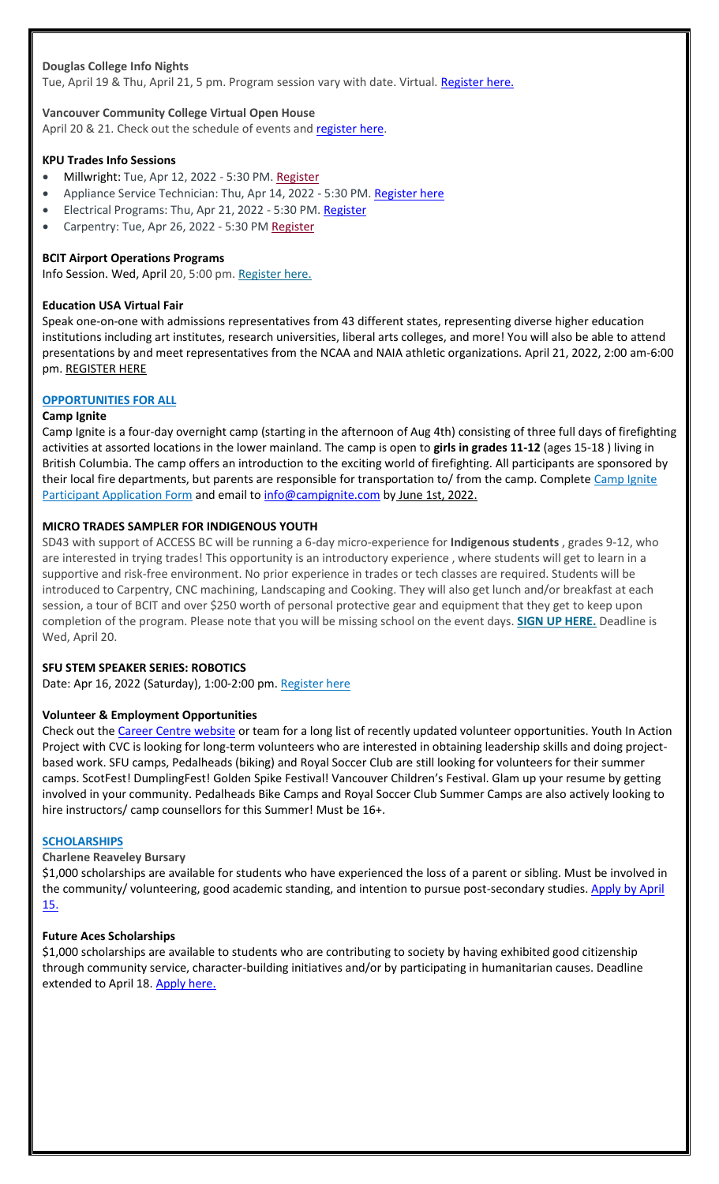**Douglas College Info Nights**

Tue, April 19 & Thu, April 21, 5 pm. Program session vary with date. Virtual. Register here.

**Vancouver Community College Virtual Open House**

April 20 & 21. Check out the schedule of events and register here.

**KPU Trades Info Sessions**

- Millwright: Tue, Apr 12, 2022 - 5:30 PM. Register
- Appliance Service Technician: Thu, Apr 14, 2022 - 5:30 PM. Register here
- Electrical Programs: Thu, Apr 21, 2022 - 5:30 PM. Register
- Carpentry: Tue, Apr 26, 2022 - 5:30 PM Register

**BCIT Airport Operations Programs**

Info Session. Wed, April 20, 5:00 pm. Register here.

**Education USA Virtual Fair**

Speak one-on-one with admissions representatives from 43 different states, representing diverse higher education institutions including art institutes, research universities, liberal arts colleges, and more! You will also be able to attend presentations by and meet representatives from the NCAA and NAIA athletic organizations. April 21, 2022, 2:00 am-6:00 pm. REGISTER HERE

## OPPORTUNITIES FOR ALL

**Camp Ignite**

Camp Ignite is a four-day overnight camp (starting in the afternoon of Aug 4th) consisting of three full days of firefighting activities at assorted locations in the lower mainland. The camp is open to **girls in grades 11-12** (ages 15-18 ) living in British Columbia. The camp offers an introduction to the exciting world of firefighting. All participants are sponsored by their local fire departments, but parents are responsible for transportation to/ from the camp. Complete Camp Ignite Participant Application Form and email to info@campignite.com by June 1st, 2022.

**MICRO TRADES SAMPLER FOR INDIGENOUS YOUTH**

SD43 with support of ACCESS BC will be running a 6-day micro-experience for **Indigenous students** , grades 9-12, who are interested in trying trades! This opportunity is an introductory experience , where students will get to learn in a supportive and risk-free environment. No prior experience in trades or tech classes are required. Students will be introduced to Carpentry, CNC machining, Landscaping and Cooking. They will also get lunch and/or breakfast at each session, a tour of BCIT and over $250 worth of personal protective gear and equipment that they get to keep upon completion of the program. Please note that you will be missing school on the event days. **SIGN UP HERE.** Deadline is Wed, April 20.

**SFU STEM SPEAKER SERIES: ROBOTICS**

Date: Apr 16, 2022 (Saturday), 1:00-2:00 pm. Register here

**Volunteer & Employment Opportunities**

Check out the Career Centre website or team for a long list of recently updated volunteer opportunities. Youth In Action Project with CVC is looking for long-term volunteers who are interested in obtaining leadership skills and doing project-based work. SFU camps, Pedalheads (biking) and Royal Soccer Club are still looking for volunteers for their summer camps. ScotFest! DumplingFest! Golden Spike Festival! Vancouver Children's Festival. Glam up your resume by getting involved in your community. Pedalheads Bike Camps and Royal Soccer Club Summer Camps are also actively looking to hire instructors/ camp counsellors for this Summer! Must be 16+.

## SCHOLARSHIPS

**Charlene Reaveley Bursary**

$1,000 scholarships are available for students who have experienced the loss of a parent or sibling. Must be involved in the community/ volunteering, good academic standing, and intention to pursue post-secondary studies. Apply by April 15.

**Future Aces Scholarships**

$1,000 scholarships are available to students who are contributing to society by having exhibited good citizenship through community service, character-building initiatives and/or by participating in humanitarian causes. Deadline extended to April 18. Apply here.